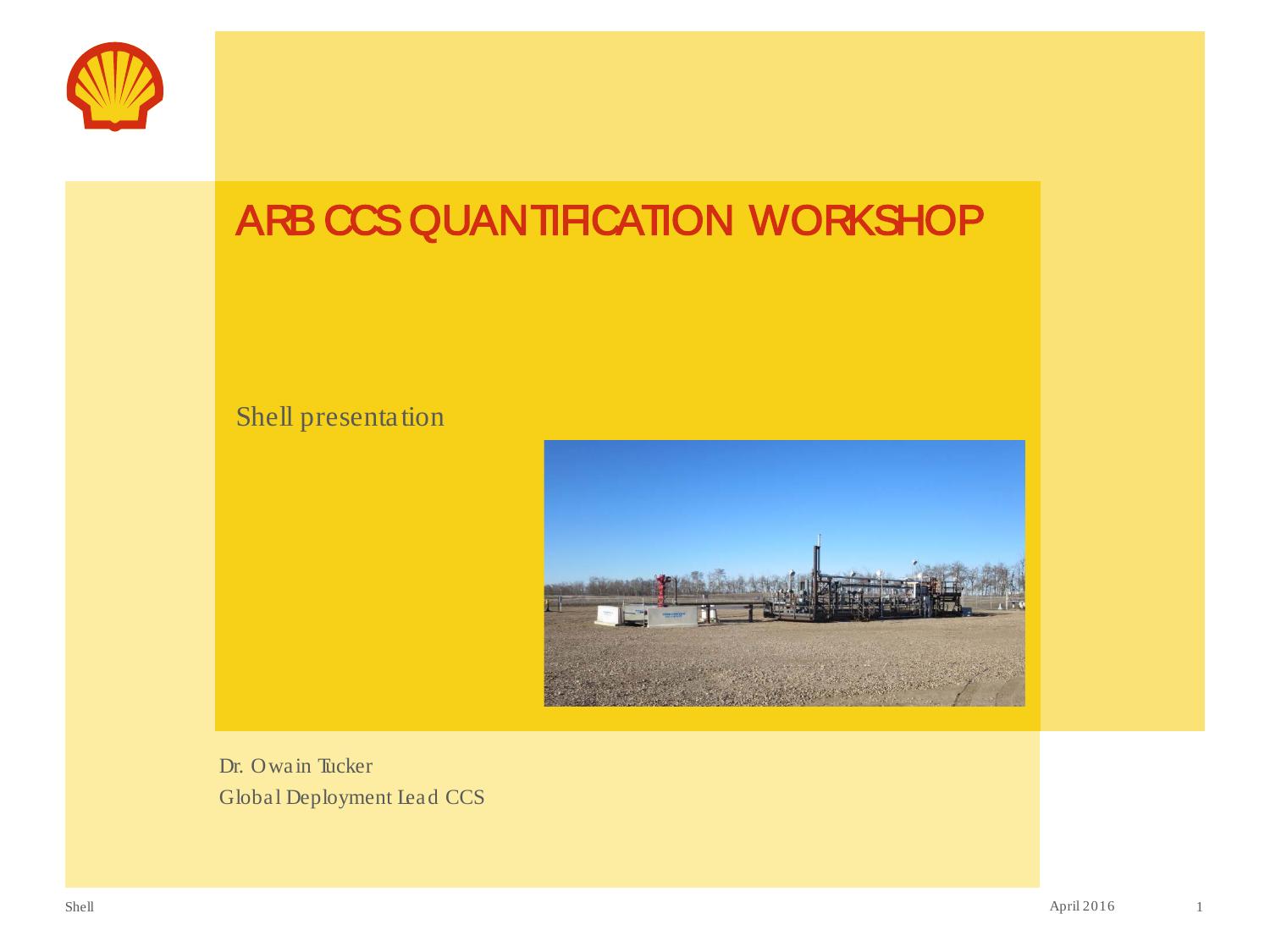# ARB CCS QUANTIFICATION WORKSHOP

Shell presentation

Dr. Owain Tucker

Global Deployment Lead CCS

April 2016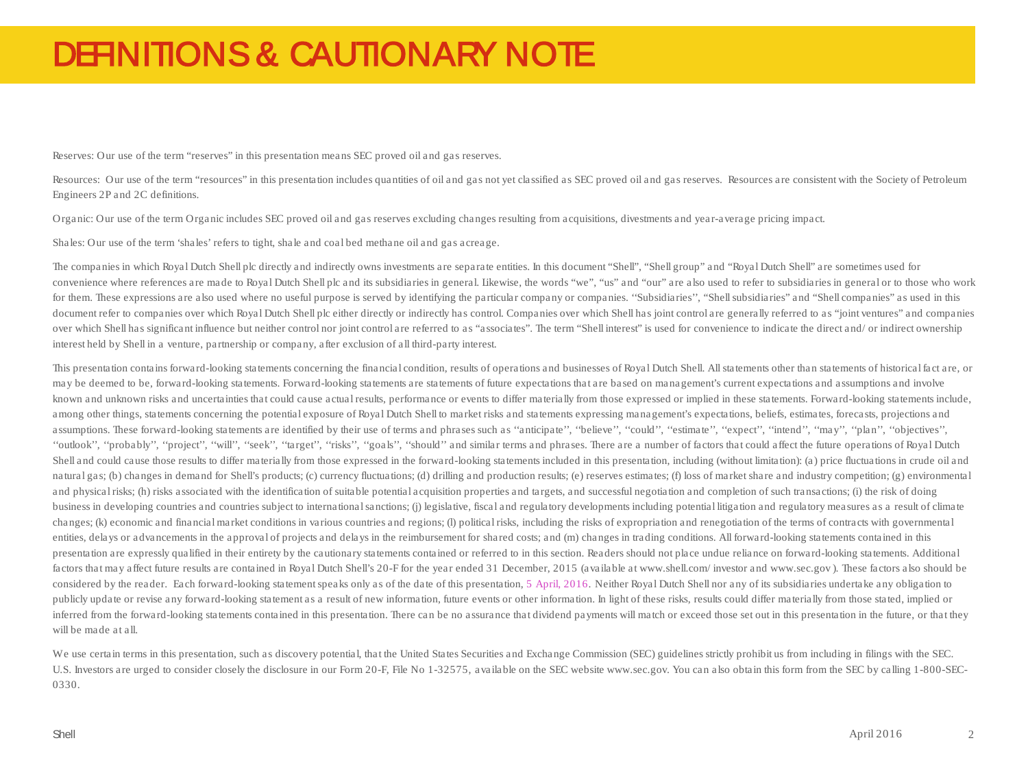# DEFINITIONS & CAUTIONARY NOTE

Reserves: Our use of the term "reserves" in this presentation means SEC proved oil and gas reserves.

Resources: Our use of the term "resources" in this presentation includes quantities of oil and gas not yet classified as SEC proved oil and gas reserves. Resources are consistent with the Society of Petroleum Engineers 2P and 2C definitions.

Organic: Our use of the term Organic includes SEC proved oil and gas reserves excluding changes resulting from acquisitions, divestments and year-average pricing impact.

Shales: Our use of the term 'shales' refers to tight, shale and coal bed methane oil and gas acreage.

The companies in which Royal Dutch Shell plc directly and indirectly owns investments are separate entities. In this document "Shell", "Shell group" and "Royal Dutch Shell" are sometimes used for convenience where references are made to Royal Dutch Shell plc and its subsidiaries in general. Likewise, the words "we", "us" and "our" are also used to refer to subsidiaries in general or to those who work for them. These expressions are also used where no useful purpose is served by identifying the particular company or companies. ''Subsidiaries'', "Shell subsidiaries" and "Shell companies" as used in this document refer to companies over which Royal Dutch Shell plc either directly or indirectly has control. Companies over which Shell has joint control are generally referred to as "joint ventures" and companies over which Shell has significant influence but neither control nor joint control are referred to as "associates". The term "Shell interest" is used for convenience to indicate the direct and/or indirect ownership interest held by Shell in a venture, partnership or company, after exclusion of all third-party interest.

This presentation contains forward-looking statements concerning the financial condition, results of operations and businesses of Royal Dutch Shell. All statements other than statements of historical fact are, or may be deemed to be, forward-looking statements. Forward-looking statements are statements of future expectations that are based on management's current expectations and assumptions and involve known and unknown risks and uncertainties that could cause actual results, performance or events to differ materially from those expressed or implied in these statements. Forward-looking statements include, among other things, statements concerning the potential exposure of Royal Dutch Shell to market risks and statements expressing management's expectations, beliefs, estimates, forecasts, projections and assumptions. These forward-looking statements are identified by their use of terms and phrases such as ''anticipate'', ''believe'', ''could'', ''estimate'', ''expect'', ''intend'', ''may'', ''plan'', ''objectives'', ''outlook'', ''probably'', ''project'', ''will'', ''seek'', ''target'', ''risks'', ''goals'', ''should'' and similar terms and phrases. There are a number of factors that could affect the future operations of Royal Dutch Shell and could cause those results to differ materially from those expressed in the forward-looking statements included in this presentation, including (without limitation): (a) price fluctuations in crude oil and natural gas; (b) changes in demand for Shell's products; (c) currency fluctuations; (d) drilling and production results; (e) reserves estimates; (f) loss of market share and industry competition; (g) environmental and physical risks; (h) risks associated with the identification of suitable potential acquisition properties and targets, and successful negotiation and completion of such transactions; (i) the risk of doing business in developing countries and countries subject to international sanctions; (j) legislative, fiscal and regulatory developments including potential litigation and regulatory measures as a result of climate changes; (k) economic and financial market conditions in various countries and regions; (l) political risks, including the risks of expropriation and renegotiation of the terms of contracts with governmental entities, delays or advancements in the approval of projects and delays in the reimbursement for shared costs; and (m) changes in trading conditions. All forward-looking statements contained in this presentation are expressly qualified in their entirety by the cautionary statements contained or referred to in this section. Readers should not place undue reliance on forward-looking statements. Additional factors that may affect future results are contained in Royal Dutch Shell's 20-F for the year ended 31 December, 2015 (available at www.shell.com/investor and www.sec.gov). These factors also should be considered by the reader. Each forward-looking statement speaks only as of the date of this presentation, 5 April, 2016. Neither Royal Dutch Shell nor any of its subsidiaries undertake any obligation to publicly update or revise any forward-looking statement as a result of new information, future events or other information. In light of these risks, results could differ materially from those stated, implied or inferred from the forward-looking statements contained in this presentation. There can be no assurance that dividend payments will match or exceed those set out in this presentation in the future, or that they will be made at all.

We use certain terms in this presentation, such as discovery potential, that the United States Securities and Exchange Commission (SEC) guidelines strictly prohibit us from including in filings with the SEC. U.S. Investors are urged to consider closely the disclosure in our Form 20-F, File No 1-32575, available on the SEC website www.sec.gov. You can also obtain this form from the SEC by calling 1-800-SEC-0330.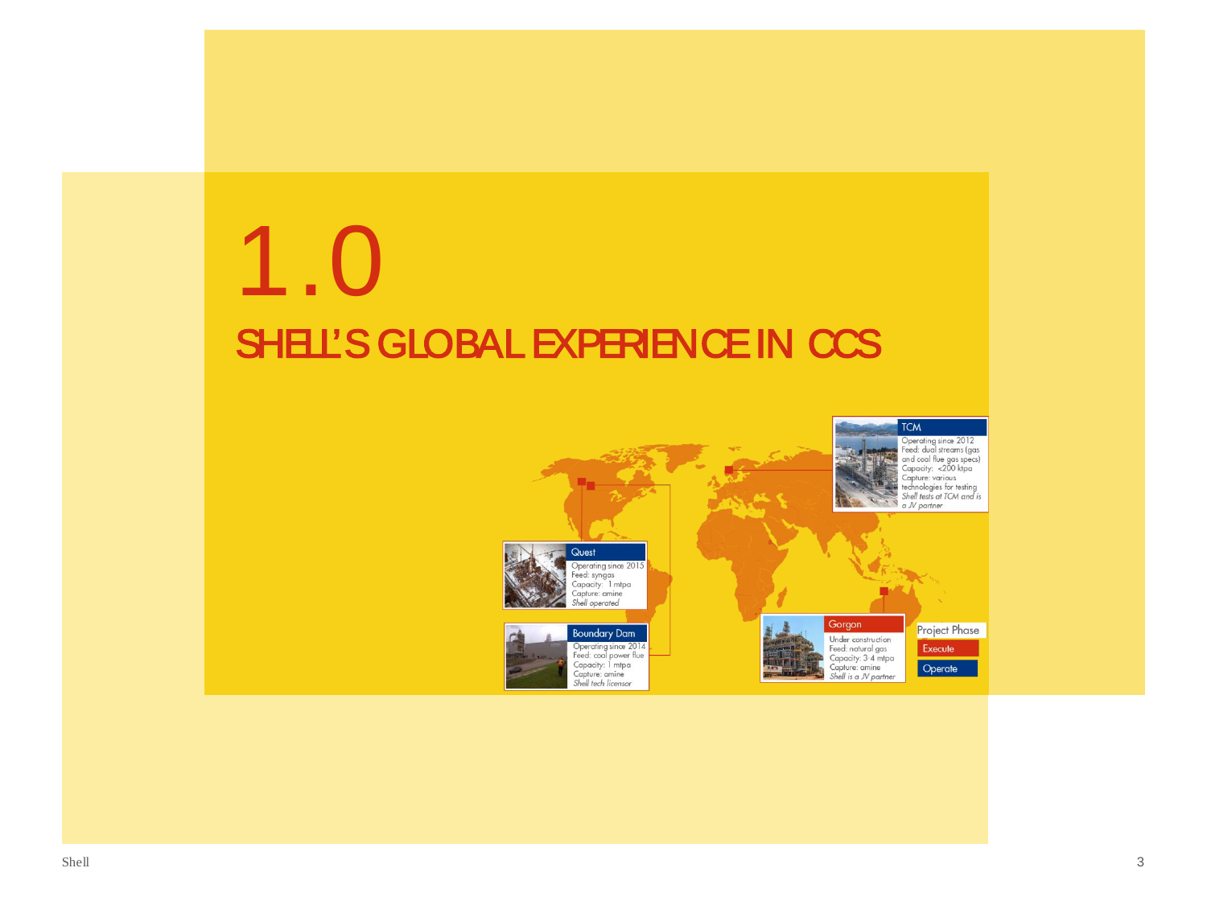# 1.0

## SHELL'S GLOBAL EXPERIENCE IN CCS

**TCM**
Operating since 2012
Feed: dual streams (gas and coal flue gas specs)
Capacity: <200 ktpa
Capture: various technologies for testing
*Shell tests at TCM and is a JV partner*

**Quest**
Operating since 2015
Feed: syngas
Capacity: 1 mtpa
Capture: amine
*Shell operated*

**Boundary Dam**
Operating since 2014
Feed: coal power flue
Capacity: 1 mtpa
Capture: amine
*Shell tech licensor*

**Gorgon**
Under construction
Feed: natural gas
Capacity: 3-4 mtpa
Capture: amine
*Shell is a JV partner*

Project Phase
- Execute
- Operate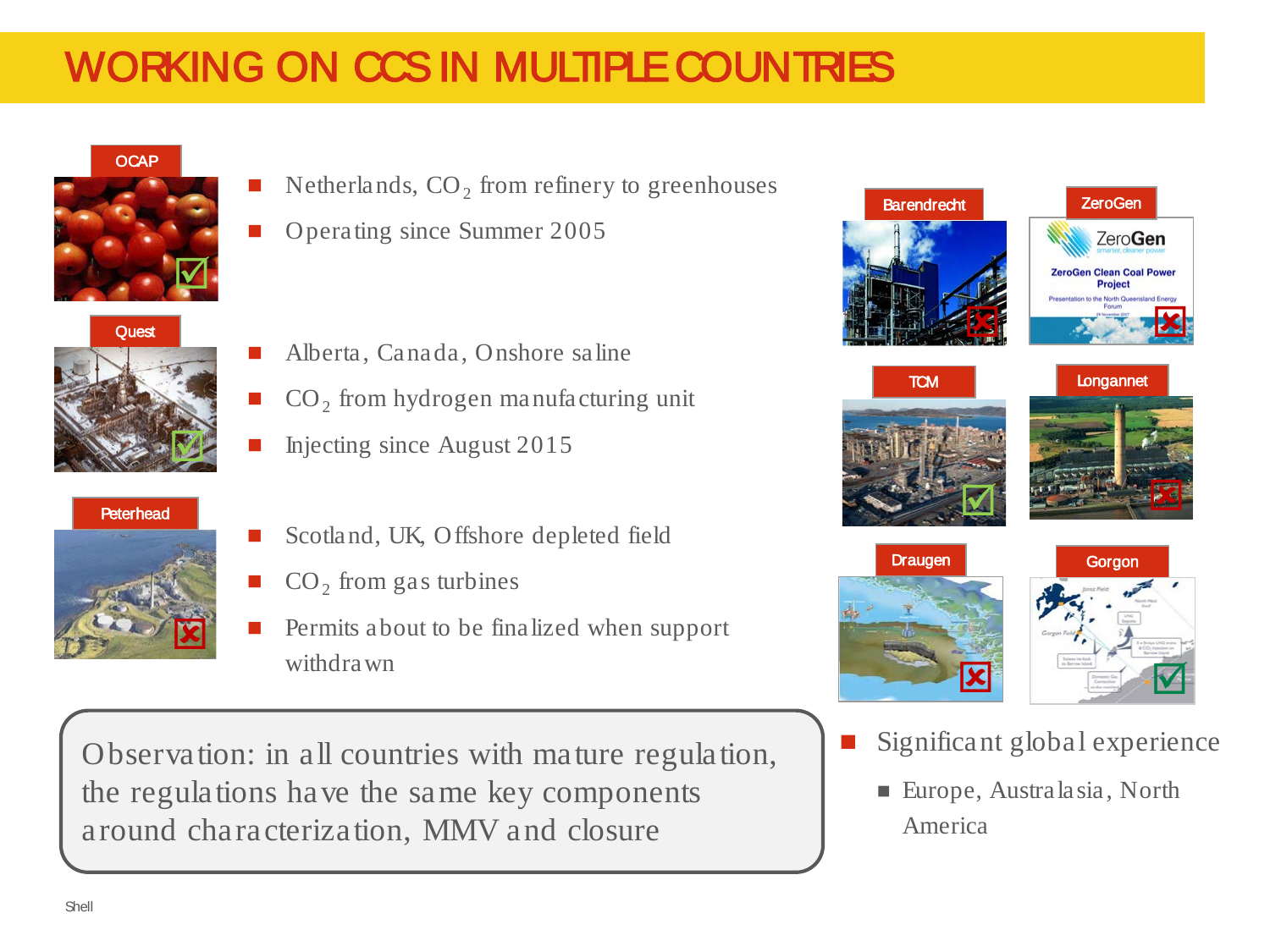# WORKING ON CCS IN MULTIPLE COUNTRIES

**OCAP**

- Netherlands, $CO_2$ from refinery to greenhouses
- Operating since Summer 2005

**Quest**

- Alberta, Canada, Onshore saline
- $CO_2$ from hydrogen manufacturing unit
- Injecting since August 2015

**Peterhead**

- Scotland, UK, Offshore depleted field
- $CO_2$ from gas turbines
- Permits about to be finalized when support withdrawn

Observation: in all countries with mature regulation, the regulations have the same key components around characterization, MMV and closure

Barendrecht | ZeroGen | TCM | Longannet | Draugen | Gorgon

- Significant global experience
  - Europe, Australasia, North America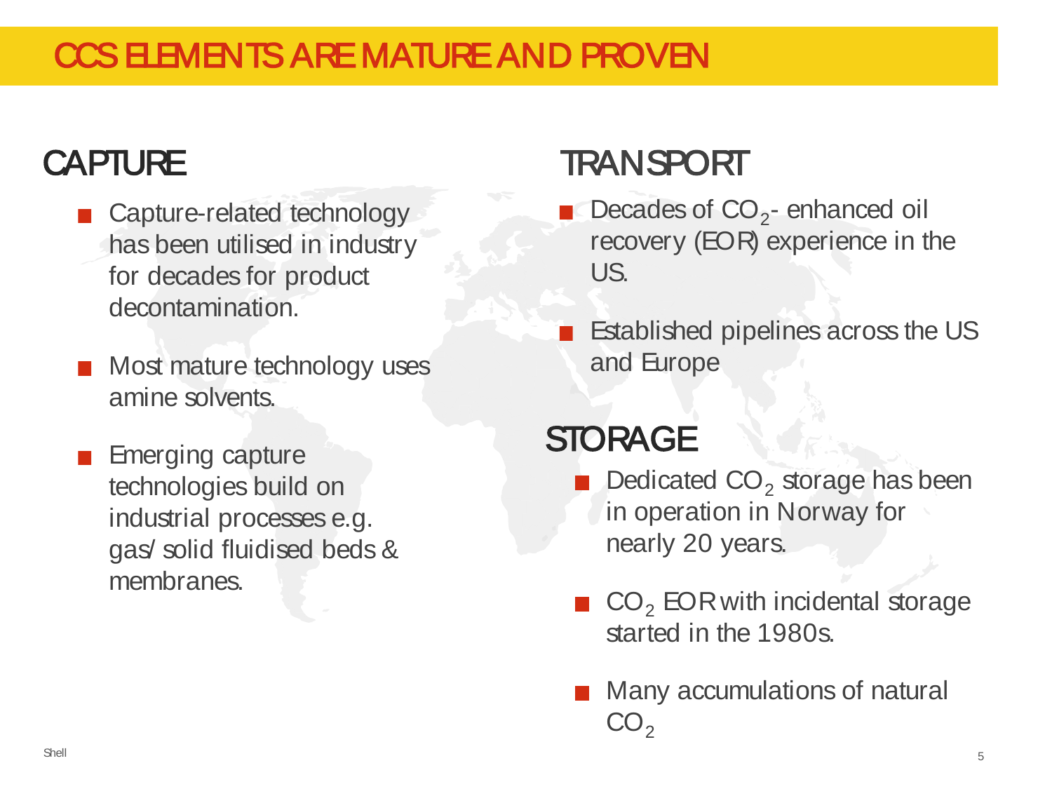# CCS ELEMENTS ARE MATURE AND PROVEN

## CAPTURE

- Capture-related technology has been utilised in industry for decades for product decontamination.
- Most mature technology uses amine solvents.
- Emerging capture technologies build on industrial processes e.g. gas/ solid fluidised beds & membranes.

## TRANSPORT

- Decades of $CO_2$- enhanced oil recovery (EOR) experience in the US.
- Established pipelines across the US and Europe

## STORAGE

- Dedicated $CO_2$ storage has been in operation in Norway for nearly 20 years.
- $CO_2$ EOR with incidental storage started in the 1980s.
- Many accumulations of natural $CO_2$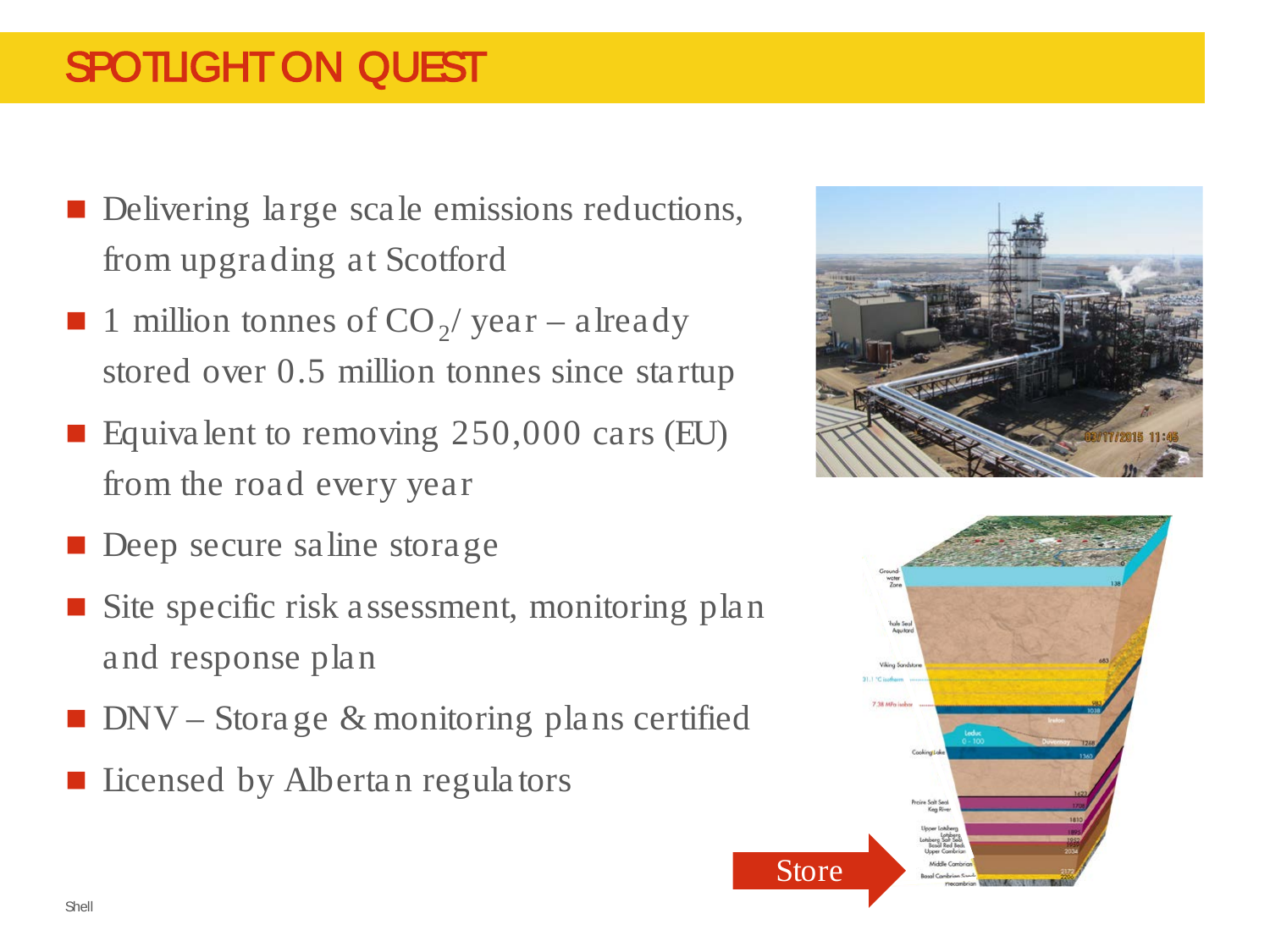# SPOTLIGHT ON QUEST

- Delivering large scale emissions reductions, from upgrading at Scotford
- 1 million tonnes of $CO_2$/ year – already stored over 0.5 million tonnes since startup
- Equivalent to removing 250,000 cars (EU) from the road every year
- Deep secure saline storage
- Site specific risk assessment, monitoring plan and response plan
- DNV – Storage & monitoring plans certified
- Licensed by Albertan regulators

Store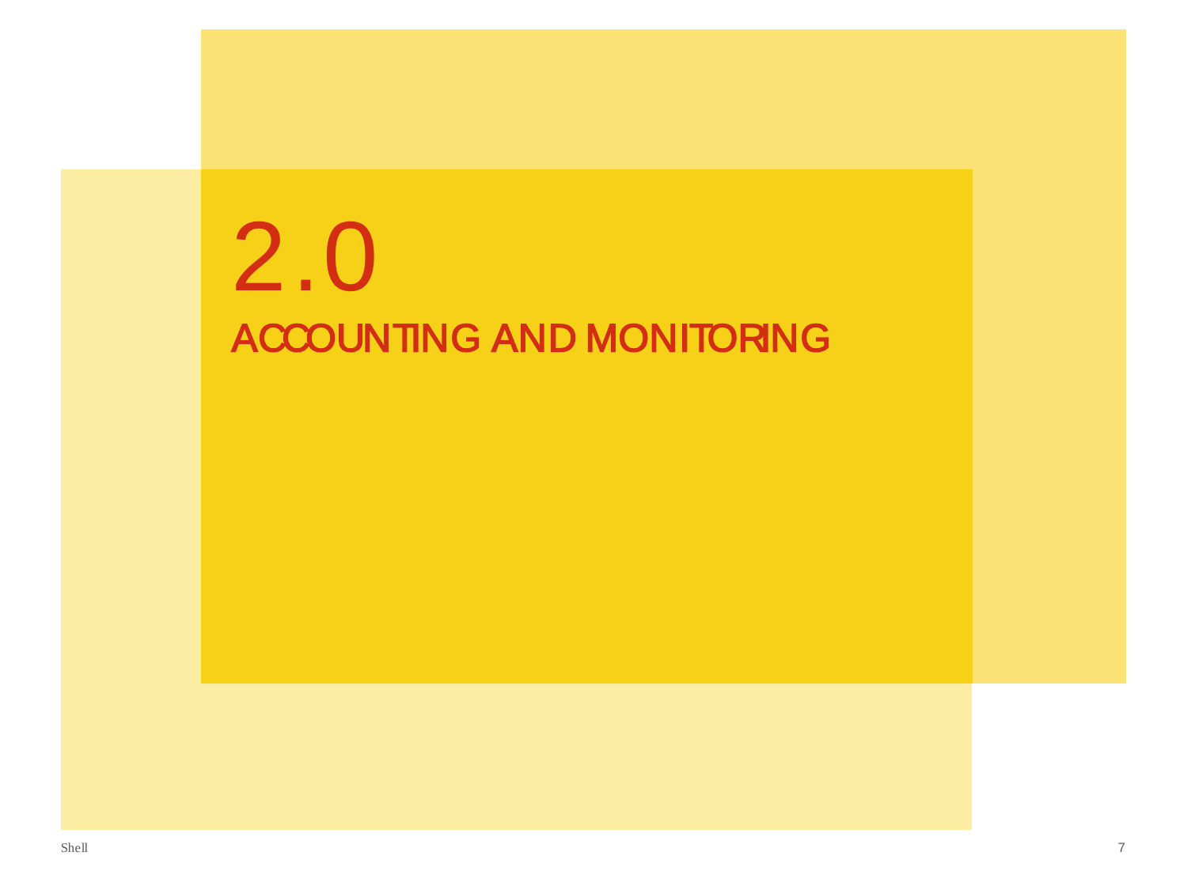# 2.0

## ACCOUNTING AND MONITORING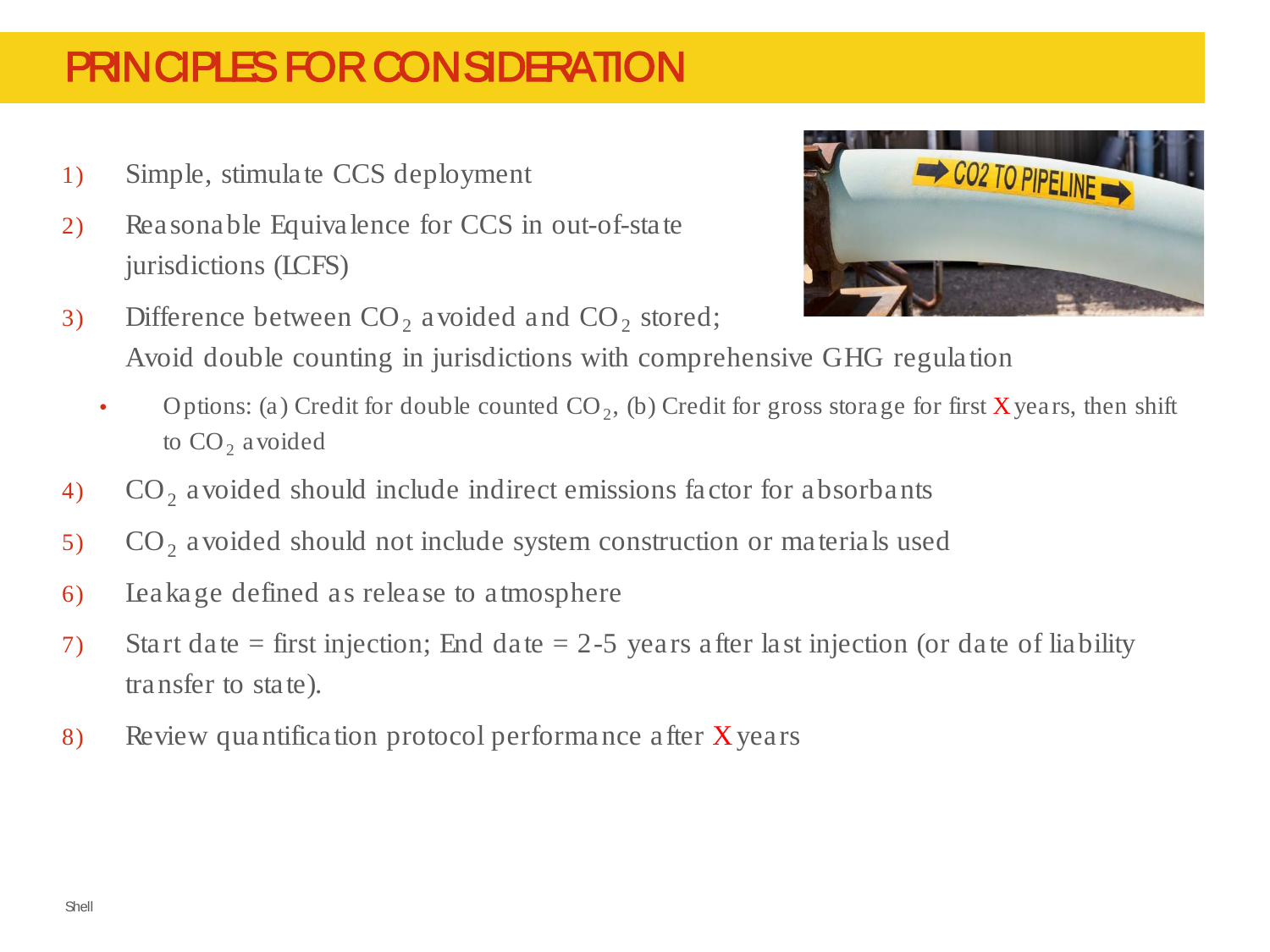# PRINCIPLES FOR CONSIDERATION

1) Simple, stimulate CCS deployment
2) Reasonable Equivalence for CCS in out-of-state jurisdictions (LCFS)
3) Difference between $CO_2$ avoided and $CO_2$ stored; Avoid double counting in jurisdictions with comprehensive GHG regulation
   - Options: (a) Credit for double counted $CO_2$, (b) Credit for gross storage for first X years, then shift to $CO_2$ avoided
4) $CO_2$ avoided should include indirect emissions factor for absorbants
5) $CO_2$ avoided should not include system construction or materials used
6) Leakage defined as release to atmosphere
7) Start date = first injection; End date = 2-5 years after last injection (or date of liability transfer to state).
8) Review quantification protocol performance after X years

Shell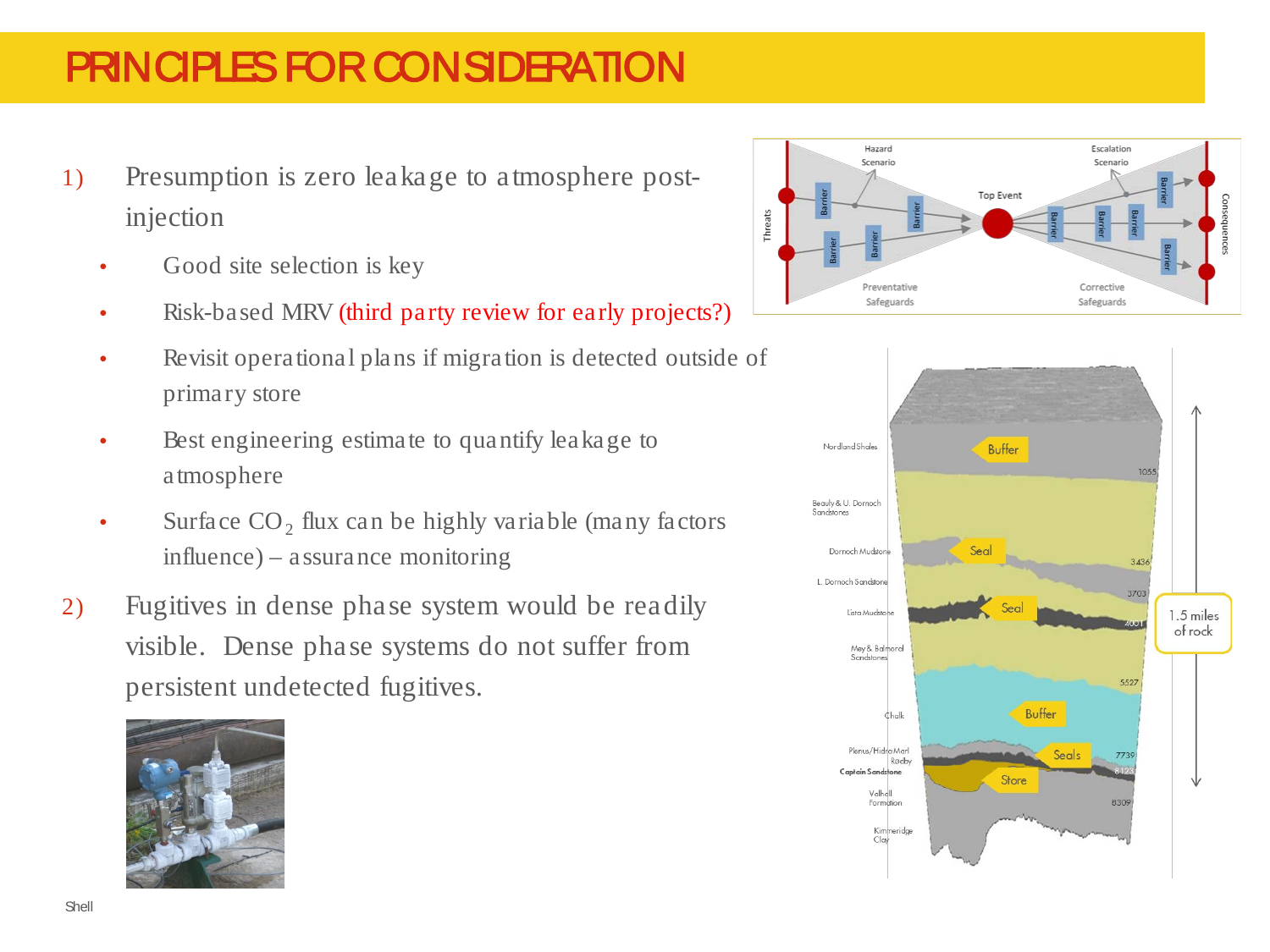# PRINCIPLES FOR CONSIDERATION

1) Presumption is zero leakage to atmosphere post-injection
   - Good site selection is key
   - Risk-based MRV (third party review for early projects?)
   - Revisit operational plans if migration is detected outside of primary store
   - Best engineering estimate to quantify leakage to atmosphere
   - Surface $CO_2$ flux can be highly variable (many factors influence) – assurance monitoring
2) Fugitives in dense phase system would be readily visible. Dense phase systems do not suffer from persistent undetected fugitives.

Shell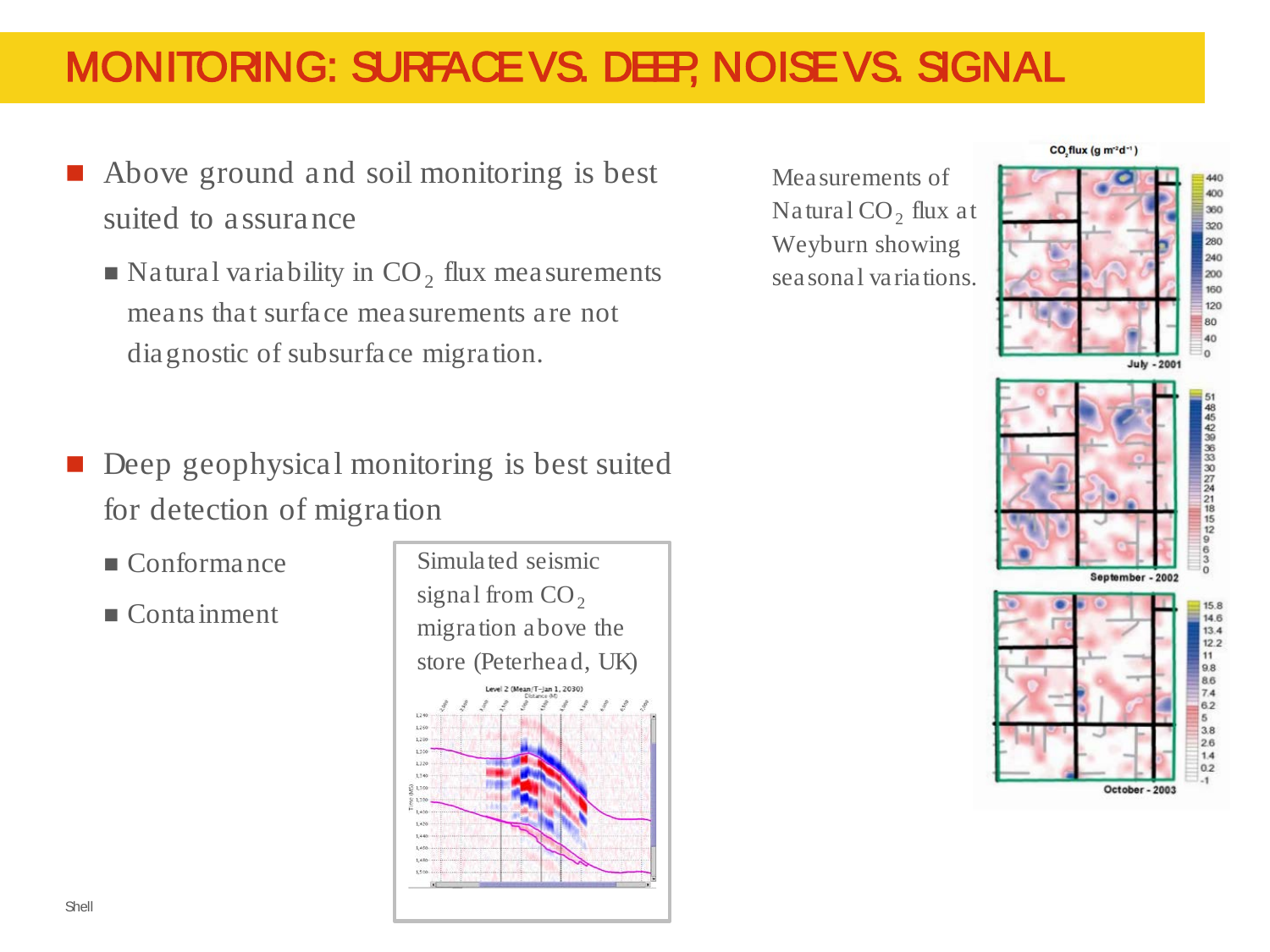# MONITORING: SURFACE VS. DEEP, NOISE VS. SIGNAL

- Above ground and soil monitoring is best suited to assurance
  - Natural variability in $CO_2$ flux measurements means that surface measurements are not diagnostic of subsurface migration.

- Deep geophysical monitoring is best suited for detection of migration
  - Conformance
  - Containment

Simulated seismic signal from $CO_2$ migration above the store (Peterhead, UK)

Measurements of Natural $CO_2$ flux at Weyburn showing seasonal variations.

Shell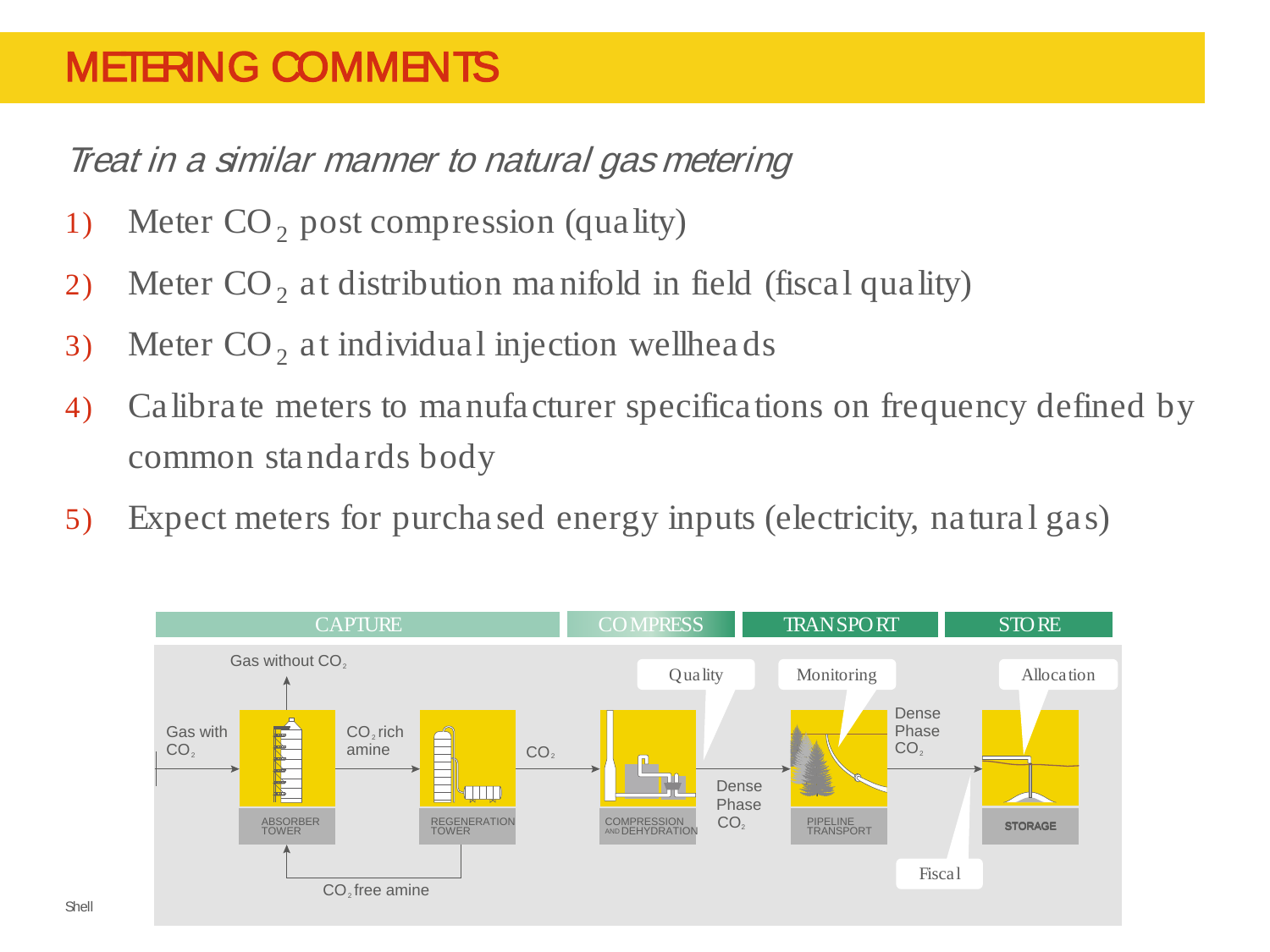# METERING COMMENTS

*Treat in a similar manner to natural gas metering*

1) Meter $CO_2$ post compression (quality)
2) Meter $CO_2$ at distribution manifold in field (fiscal quality)
3) Meter $CO_2$ at individual injection wellheads
4) Calibrate meters to manufacturer specifications on frequency defined by common standards body
5) Expect meters for purchased energy inputs (electricity, natural gas)

CAPTURE | COMPRESS | TRANSPORT | STORE

Gas without $CO_2$

Gas with $CO_2$ → ABSORBER TOWER → $CO_2$ rich amine → REGENERATION TOWER → $CO_2$ → COMPRESSION AND DEHYDRATION → Dense Phase $CO_2$ → PIPELINE TRANSPORT → Dense Phase $CO_2$ → STORAGE

$CO_2$ free amine

Quality | Monitoring | Allocation | Fiscal

Shell